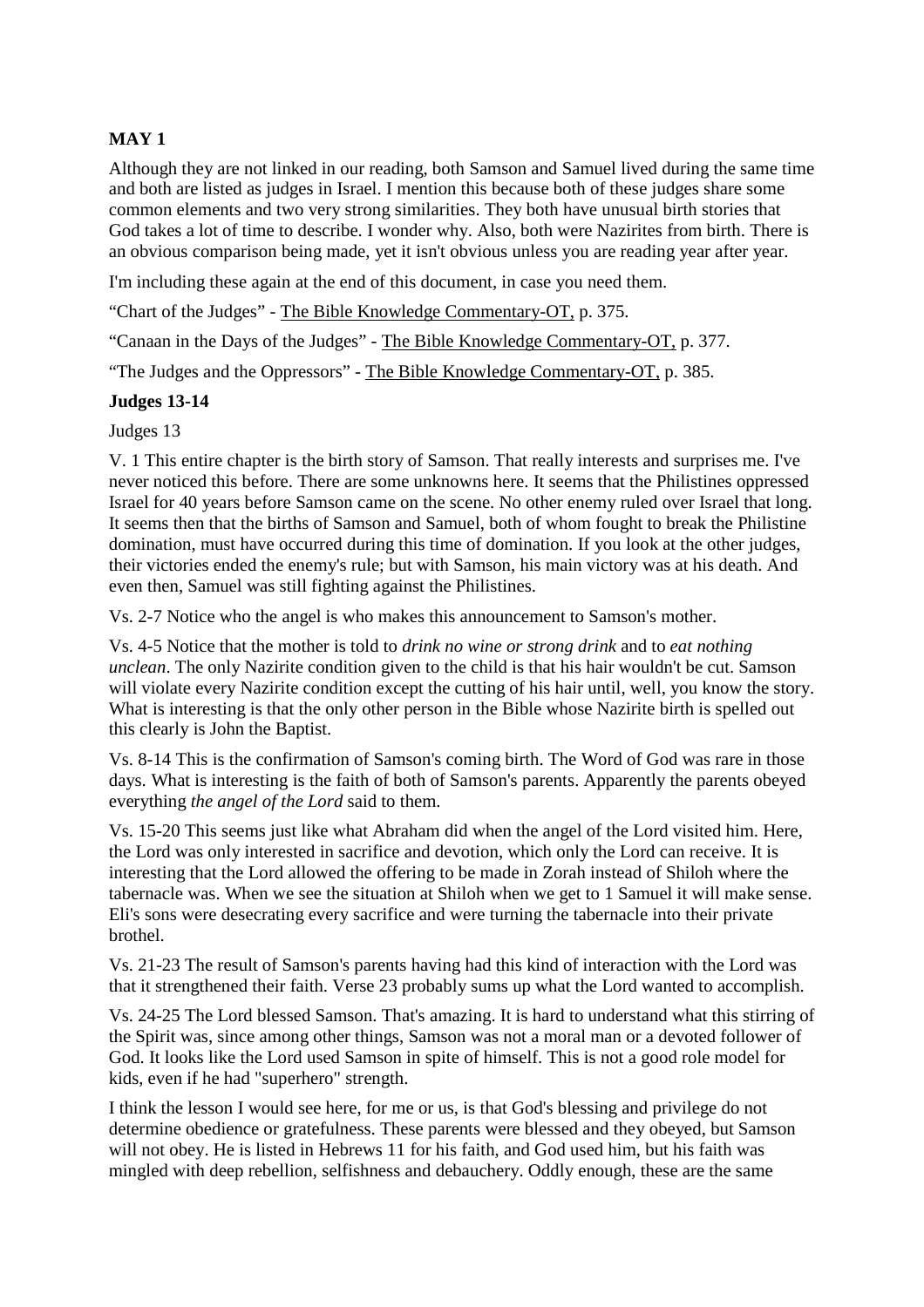**MAY 1**

Although they are not linked in our reading, both Samson and Samuel lived during the same time and both are listed as judges in Israel. I mention this because both of these judges share some common elements and two very strong similarities. They both have unusual birth stories that God takes a lot of time to describe. I wonder why. Also, both were Nazirites from birth. There is an obvious comparison being made, yet it isn't obvious unless you are reading year after year.

I'm including these again at the end of this document, in case you need them.

"Chart of the Judges" - The Bible Knowledge Commentary-OT, p. 375.

"Canaan in the Days of the Judges" - The Bible Knowledge Commentary-OT, p. 377.

"The Judges and the Oppressors" - The Bible Knowledge Commentary-OT, p. 385.

**Judges 13-14**

Judges 13

V. 1 This entire chapter is the birth story of Samson. That really interests and surprises me. I've never noticed this before. There are some unknowns here. It seems that the Philistines oppressed Israel for 40 years before Samson came on the scene. No other enemy ruled over Israel that long. It seems then that the births of Samson and Samuel, both of whom fought to break the Philistine domination, must have occurred during this time of domination. If you look at the other judges, their victories ended the enemy's rule; but with Samson, his main victory was at his death. And even then, Samuel was still fighting against the Philistines.

Vs. 2-7 Notice who the angel is who makes this announcement to Samson's mother.

Vs. 4-5 Notice that the mother is told to *drink no wine or strong drink* and to *eat nothing unclean*. The only Nazirite condition given to the child is that his hair wouldn't be cut. Samson will violate every Nazirite condition except the cutting of his hair until, well, you know the story. What is interesting is that the only other person in the Bible whose Nazirite birth is spelled out this clearly is John the Baptist.

Vs. 8-14 This is the confirmation of Samson's coming birth. The Word of God was rare in those days. What is interesting is the faith of both of Samson's parents. Apparently the parents obeyed everything *the angel of the Lord* said to them.

Vs. 15-20 This seems just like what Abraham did when the angel of the Lord visited him. Here, the Lord was only interested in sacrifice and devotion, which only the Lord can receive. It is interesting that the Lord allowed the offering to be made in Zorah instead of Shiloh where the tabernacle was. When we see the situation at Shiloh when we get to 1 Samuel it will make sense. Eli's sons were desecrating every sacrifice and were turning the tabernacle into their private brothel.

Vs. 21-23 The result of Samson's parents having had this kind of interaction with the Lord was that it strengthened their faith. Verse 23 probably sums up what the Lord wanted to accomplish.

Vs. 24-25 The Lord blessed Samson. That's amazing. It is hard to understand what this stirring of the Spirit was, since among other things, Samson was not a moral man or a devoted follower of God. It looks like the Lord used Samson in spite of himself. This is not a good role model for kids, even if he had "superhero" strength.

I think the lesson I would see here, for me or us, is that God's blessing and privilege do not determine obedience or gratefulness. These parents were blessed and they obeyed, but Samson will not obey. He is listed in Hebrews 11 for his faith, and God used him, but his faith was mingled with deep rebellion, selfishness and debauchery. Oddly enough, these are the same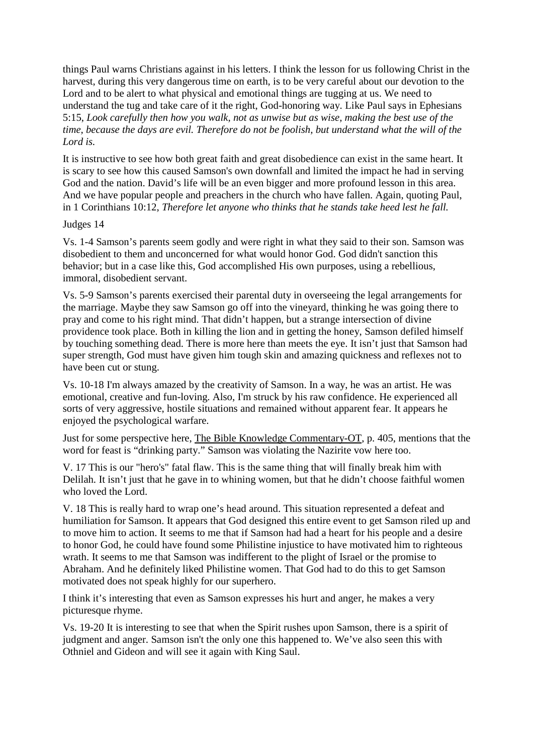things Paul warns Christians against in his letters. I think the lesson for us following Christ in the harvest, during this very dangerous time on earth, is to be very careful about our devotion to the Lord and to be alert to what physical and emotional things are tugging at us. We need to understand the tug and take care of it the right, God-honoring way. Like Paul says in Ephesians 5:15, *Look carefully then how you walk, not as unwise but as wise, making the best use of the time, because the days are evil. Therefore do not be foolish, but understand what the will of the Lord is.*

It is instructive to see how both great faith and great disobedience can exist in the same heart. It is scary to see how this caused Samson's own downfall and limited the impact he had in serving God and the nation. David's life will be an even bigger and more profound lesson in this area. And we have popular people and preachers in the church who have fallen. Again, quoting Paul, in 1 Corinthians 10:12, *Therefore let anyone who thinks that he stands take heed lest he fall.*

Judges 14

Vs. 1-4 Samson's parents seem godly and were right in what they said to their son. Samson was disobedient to them and unconcerned for what would honor God. God didn't sanction this behavior; but in a case like this, God accomplished His own purposes, using a rebellious, immoral, disobedient servant.

Vs. 5-9 Samson's parents exercised their parental duty in overseeing the legal arrangements for the marriage. Maybe they saw Samson go off into the vineyard, thinking he was going there to pray and come to his right mind. That didn't happen, but a strange intersection of divine providence took place. Both in killing the lion and in getting the honey, Samson defiled himself by touching something dead. There is more here than meets the eye. It isn't just that Samson had super strength, God must have given him tough skin and amazing quickness and reflexes not to have been cut or stung.

Vs. 10-18 I'm always amazed by the creativity of Samson. In a way, he was an artist. He was emotional, creative and fun-loving. Also, I'm struck by his raw confidence. He experienced all sorts of very aggressive, hostile situations and remained without apparent fear. It appears he enjoyed the psychological warfare.

Just for some perspective here, The Bible Knowledge Commentary-OT, p. 405, mentions that the word for feast is "drinking party." Samson was violating the Nazirite vow here too.

V. 17 This is our "hero's" fatal flaw. This is the same thing that will finally break him with Delilah. It isn't just that he gave in to whining women, but that he didn't choose faithful women who loved the Lord.

V. 18 This is really hard to wrap one's head around. This situation represented a defeat and humiliation for Samson. It appears that God designed this entire event to get Samson riled up and to move him to action. It seems to me that if Samson had had a heart for his people and a desire to honor God, he could have found some Philistine injustice to have motivated him to righteous wrath. It seems to me that Samson was indifferent to the plight of Israel or the promise to Abraham. And he definitely liked Philistine women. That God had to do this to get Samson motivated does not speak highly for our superhero.

I think it's interesting that even as Samson expresses his hurt and anger, he makes a very picturesque rhyme.

Vs. 19-20 It is interesting to see that when the Spirit rushes upon Samson, there is a spirit of judgment and anger. Samson isn't the only one this happened to. We've also seen this with Othniel and Gideon and will see it again with King Saul.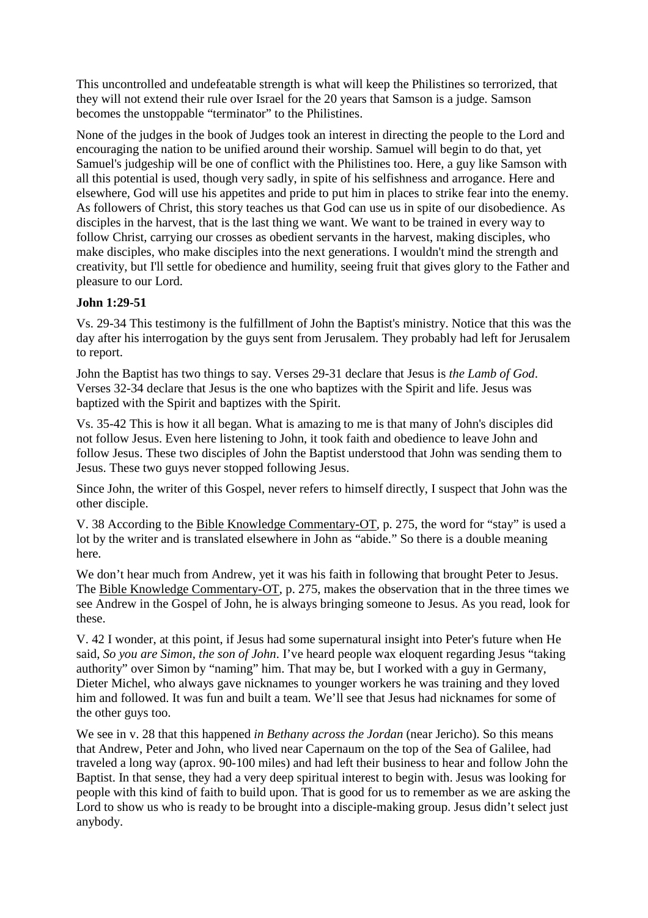This uncontrolled and undefeatable strength is what will keep the Philistines so terrorized, that they will not extend their rule over Israel for the 20 years that Samson is a judge. Samson becomes the unstoppable "terminator" to the Philistines.

None of the judges in the book of Judges took an interest in directing the people to the Lord and encouraging the nation to be unified around their worship. Samuel will begin to do that, yet Samuel's judgeship will be one of conflict with the Philistines too. Here, a guy like Samson with all this potential is used, though very sadly, in spite of his selfishness and arrogance. Here and elsewhere, God will use his appetites and pride to put him in places to strike fear into the enemy. As followers of Christ, this story teaches us that God can use us in spite of our disobedience. As disciples in the harvest, that is the last thing we want. We want to be trained in every way to follow Christ, carrying our crosses as obedient servants in the harvest, making disciples, who make disciples, who make disciples into the next generations. I wouldn't mind the strength and creativity, but I'll settle for obedience and humility, seeing fruit that gives glory to the Father and pleasure to our Lord.

**John 1:29-51**

Vs. 29-34 This testimony is the fulfillment of John the Baptist's ministry. Notice that this was the day after his interrogation by the guys sent from Jerusalem. They probably had left for Jerusalem to report.

John the Baptist has two things to say. Verses 29-31 declare that Jesus is *the Lamb of God*. Verses 32-34 declare that Jesus is the one who baptizes with the Spirit and life. Jesus was baptized with the Spirit and baptizes with the Spirit.

Vs. 35-42 This is how it all began. What is amazing to me is that many of John's disciples did not follow Jesus. Even here listening to John, it took faith and obedience to leave John and follow Jesus. These two disciples of John the Baptist understood that John was sending them to Jesus. These two guys never stopped following Jesus.

Since John, the writer of this Gospel, never refers to himself directly, I suspect that John was the other disciple.

V. 38 According to the Bible Knowledge Commentary-OT, p. 275, the word for "stay" is used a lot by the writer and is translated elsewhere in John as "abide." So there is a double meaning here.

We don't hear much from Andrew, yet it was his faith in following that brought Peter to Jesus. The Bible Knowledge Commentary-OT, p. 275, makes the observation that in the three times we see Andrew in the Gospel of John, he is always bringing someone to Jesus. As you read, look for these.

V. 42 I wonder, at this point, if Jesus had some supernatural insight into Peter's future when He said, *So you are Simon, the son of John*. I've heard people wax eloquent regarding Jesus "taking authority" over Simon by "naming" him. That may be, but I worked with a guy in Germany, Dieter Michel, who always gave nicknames to younger workers he was training and they loved him and followed. It was fun and built a team. We'll see that Jesus had nicknames for some of the other guys too.

We see in v. 28 that this happened *in Bethany across the Jordan* (near Jericho). So this means that Andrew, Peter and John, who lived near Capernaum on the top of the Sea of Galilee, had traveled a long way (aprox. 90-100 miles) and had left their business to hear and follow John the Baptist. In that sense, they had a very deep spiritual interest to begin with. Jesus was looking for people with this kind of faith to build upon. That is good for us to remember as we are asking the Lord to show us who is ready to be brought into a disciple-making group. Jesus didn't select just anybody.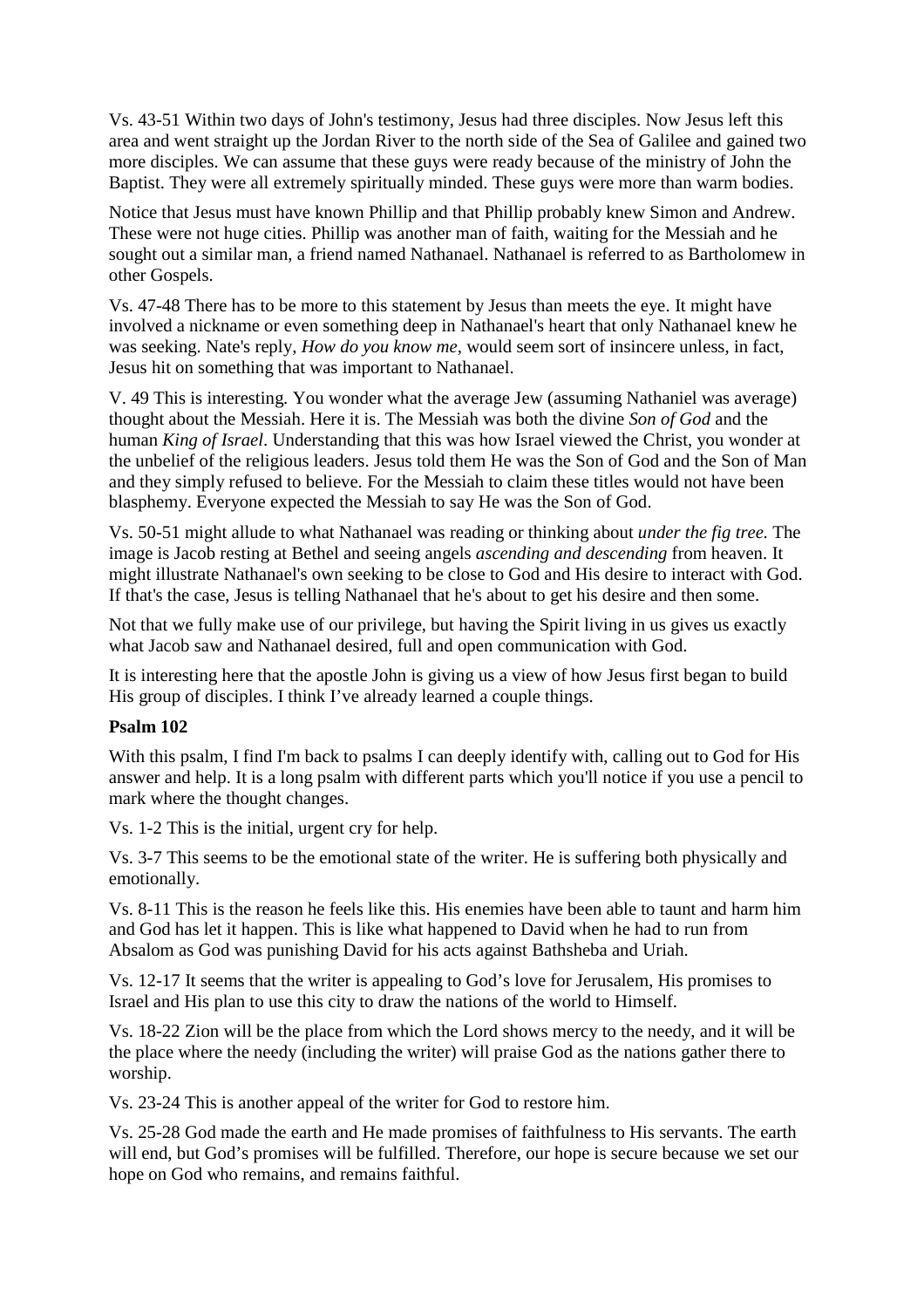Vs. 43-51 Within two days of John's testimony, Jesus had three disciples. Now Jesus left this area and went straight up the Jordan River to the north side of the Sea of Galilee and gained two more disciples. We can assume that these guys were ready because of the ministry of John the Baptist. They were all extremely spiritually minded. These guys were more than warm bodies.

Notice that Jesus must have known Phillip and that Phillip probably knew Simon and Andrew. These were not huge cities. Phillip was another man of faith, waiting for the Messiah and he sought out a similar man, a friend named Nathanael. Nathanael is referred to as Bartholomew in other Gospels.

Vs. 47-48 There has to be more to this statement by Jesus than meets the eye. It might have involved a nickname or even something deep in Nathanael's heart that only Nathanael knew he was seeking. Nate's reply, *How do you know me,* would seem sort of insincere unless, in fact, Jesus hit on something that was important to Nathanael.

V. 49 This is interesting. You wonder what the average Jew (assuming Nathaniel was average) thought about the Messiah. Here it is. The Messiah was both the divine *Son of God* and the human *King of Israel*. Understanding that this was how Israel viewed the Christ, you wonder at the unbelief of the religious leaders. Jesus told them He was the Son of God and the Son of Man and they simply refused to believe. For the Messiah to claim these titles would not have been blasphemy. Everyone expected the Messiah to say He was the Son of God.

Vs. 50-51 might allude to what Nathanael was reading or thinking about *under the fig tree.* The image is Jacob resting at Bethel and seeing angels *ascending and descending* from heaven. It might illustrate Nathanael's own seeking to be close to God and His desire to interact with God. If that's the case, Jesus is telling Nathanael that he's about to get his desire and then some.

Not that we fully make use of our privilege, but having the Spirit living in us gives us exactly what Jacob saw and Nathanael desired, full and open communication with God.

It is interesting here that the apostle John is giving us a view of how Jesus first began to build His group of disciples. I think I've already learned a couple things.

**Psalm 102**

With this psalm, I find I'm back to psalms I can deeply identify with, calling out to God for His answer and help. It is a long psalm with different parts which you'll notice if you use a pencil to mark where the thought changes.

Vs. 1-2 This is the initial, urgent cry for help.

Vs. 3-7 This seems to be the emotional state of the writer. He is suffering both physically and emotionally.

Vs. 8-11 This is the reason he feels like this. His enemies have been able to taunt and harm him and God has let it happen. This is like what happened to David when he had to run from Absalom as God was punishing David for his acts against Bathsheba and Uriah.

Vs. 12-17 It seems that the writer is appealing to God's love for Jerusalem, His promises to Israel and His plan to use this city to draw the nations of the world to Himself.

Vs. 18-22 Zion will be the place from which the Lord shows mercy to the needy, and it will be the place where the needy (including the writer) will praise God as the nations gather there to worship.

Vs. 23-24 This is another appeal of the writer for God to restore him.

Vs. 25-28 God made the earth and He made promises of faithfulness to His servants. The earth will end, but God's promises will be fulfilled. Therefore, our hope is secure because we set our hope on God who remains, and remains faithful.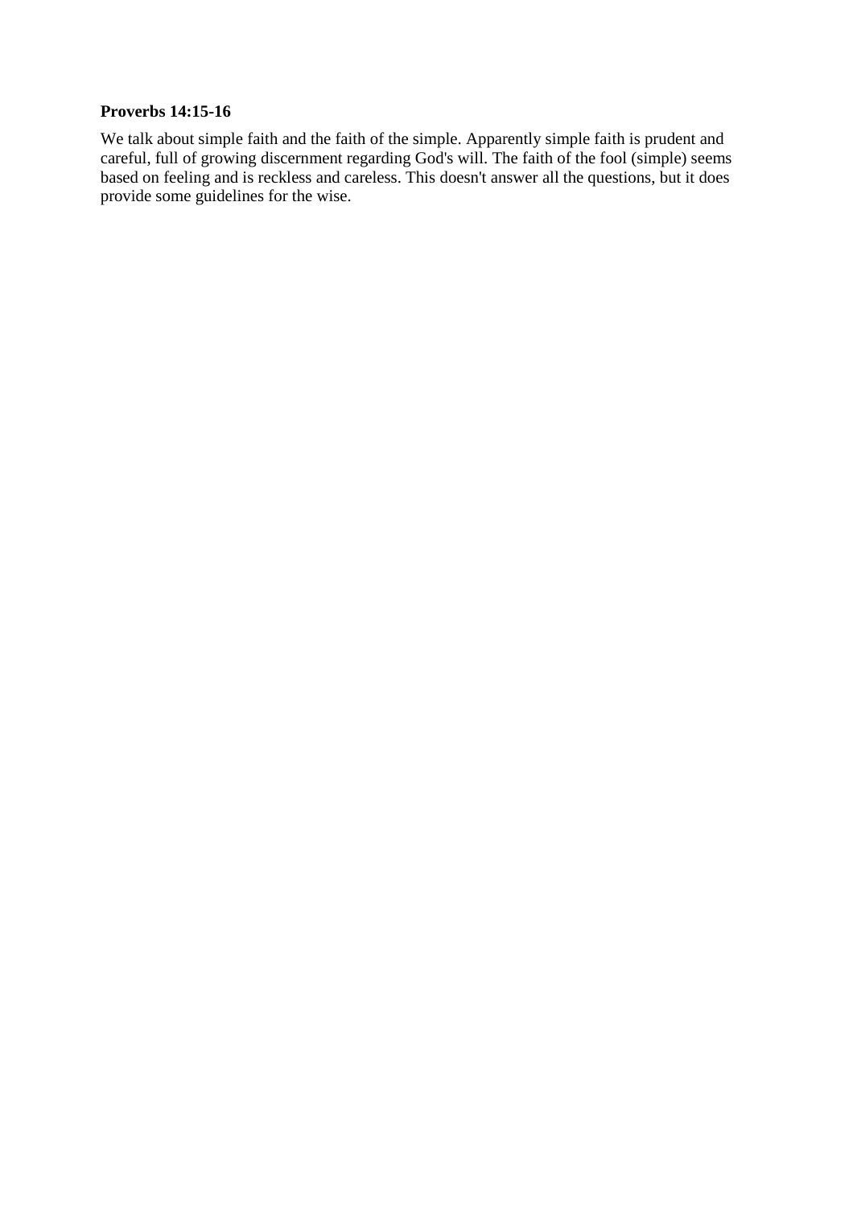**Proverbs 14:15-16**

We talk about simple faith and the faith of the simple. Apparently simple faith is prudent and careful, full of growing discernment regarding God's will. The faith of the fool (simple) seems based on feeling and is reckless and careless. This doesn't answer all the questions, but it does provide some guidelines for the wise.